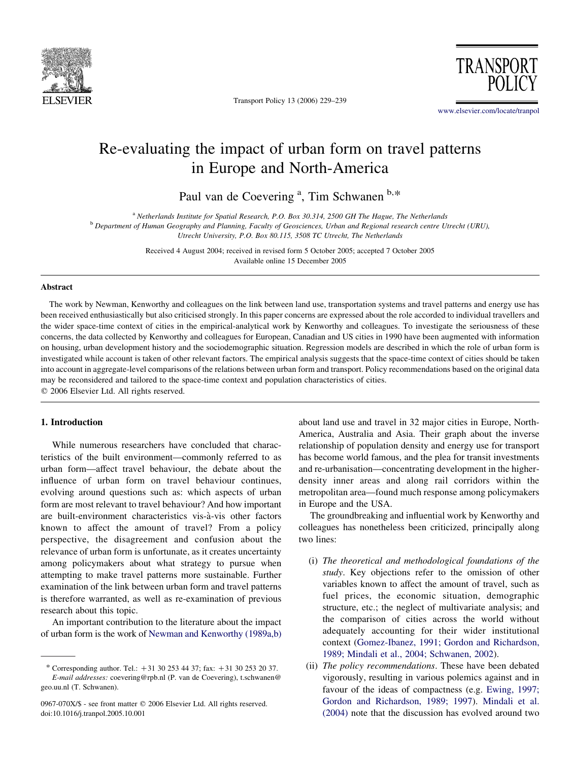# Re-evaluating the impact of urban form on travel patterns in Europe and North-America

Paul van de Coevering [a], Tim Schwanen [b,*]

[a] Netherlands Institute for Spatial Research, P.O. Box 30.314, 2500 GH The Hague, The Netherlands
[b] Department of Human Geography and Planning, Faculty of Geosciences, Urban and Regional research centre Utrecht (URU), Utrecht University, P.O. Box 80.115, 3508 TC Utrecht, The Netherlands

Received 4 August 2004; received in revised form 5 October 2005; accepted 7 October 2005
Available online 15 December 2005

## Abstract

The work by Newman, Kenworthy and colleagues on the link between land use, transportation systems and travel patterns and energy use has been received enthusiastically but also criticised strongly. In this paper concerns are expressed about the role accorded to individual travellers and the wider space-time context of cities in the empirical-analytical work by Kenworthy and colleagues. To investigate the seriousness of these concerns, the data collected by Kenworthy and colleagues for European, Canadian and US cities in 1990 have been augmented with information on housing, urban development history and the sociodemographic situation. Regression models are described in which the role of urban form is investigated while account is taken of other relevant factors. The empirical analysis suggests that the space-time context of cities should be taken into account in aggregate-level comparisons of the relations between urban form and transport. Policy recommendations based on the original data may be reconsidered and tailored to the space-time context and population characteristics of cities.

© 2006 Elsevier Ltd. All rights reserved.

## 1. Introduction

While numerous researchers have concluded that characteristics of the built environment—commonly referred to as urban form—affect travel behaviour, the debate about the influence of urban form on travel behaviour continues, evolving around questions such as: which aspects of urban form are most relevant to travel behaviour? And how important are built-environment characteristics vis-à-vis other factors known to affect the amount of travel? From a policy perspective, the disagreement and confusion about the relevance of urban form is unfortunate, as it creates uncertainty among policymakers about what strategy to pursue when attempting to make travel patterns more sustainable. Further examination of the link between urban form and travel patterns is therefore warranted, as well as re-examination of previous research about this topic.

An important contribution to the literature about the impact of urban form is the work of Newman and Kenworthy (1989a,b) about land use and travel in 32 major cities in Europe, North-America, Australia and Asia. Their graph about the inverse relationship of population density and energy use for transport has become world famous, and the plea for transit investments and re-urbanisation—concentrating development in the higher-density inner areas and along rail corridors within the metropolitan area—found much response among policymakers in Europe and the USA.

The groundbreaking and influential work by Kenworthy and colleagues has nonetheless been criticized, principally along two lines:

(i) *The theoretical and methodological foundations of the study*. Key objections refer to the omission of other variables known to affect the amount of travel, such as fuel prices, the economic situation, demographic structure, etc.; the neglect of multivariate analysis; and the comparison of cities across the world without adequately accounting for their wider institutional context (Gomez-Ibanez, 1991; Gordon and Richardson, 1989; Mindali et al., 2004; Schwanen, 2002).

(ii) *The policy recommendations*. These have been debated vigorously, resulting in various polemics against and in favour of the ideas of compactness (e.g. Ewing, 1997; Gordon and Richardson, 1989; 1997). Mindali et al. (2004) note that the discussion has evolved around two

---

* Corresponding author. Tel.: +31 30 253 44 37; fax: +31 30 253 20 37.
*E-mail addresses:* coevering@rpb.nl (P. van de Coevering), t.schwanen@geo.uu.nl (T. Schwanen).

0967-070X/$ - see front matter © 2006 Elsevier Ltd. All rights reserved.
doi:10.1016/j.tranpol.2005.10.001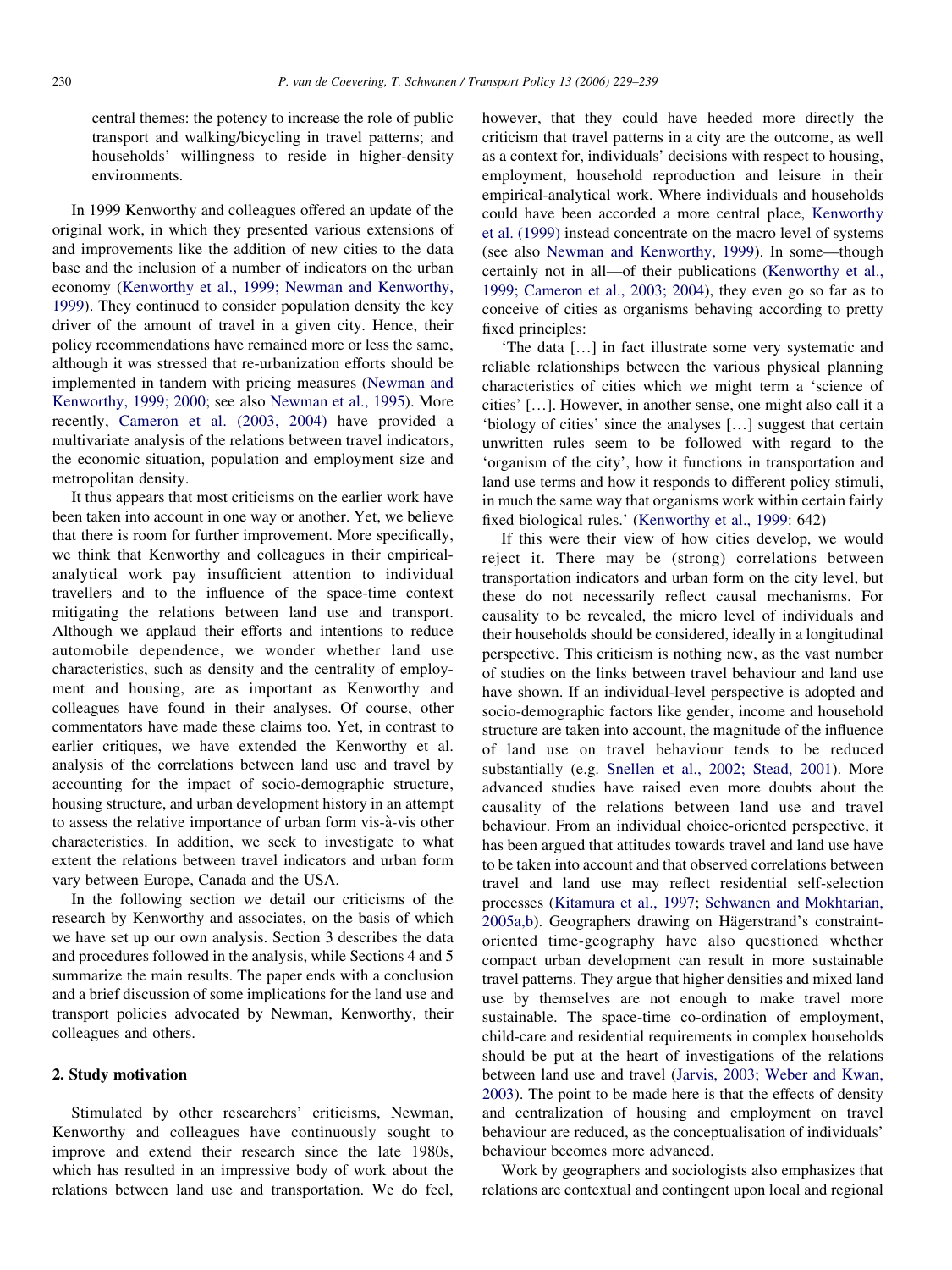central themes: the potency to increase the role of public transport and walking/bicycling in travel patterns; and households' willingness to reside in higher-density environments.

In 1999 Kenworthy and colleagues offered an update of the original work, in which they presented various extensions of and improvements like the addition of new cities to the data base and the inclusion of a number of indicators on the urban economy (Kenworthy et al., 1999; Newman and Kenworthy, 1999). They continued to consider population density the key driver of the amount of travel in a given city. Hence, their policy recommendations have remained more or less the same, although it was stressed that re-urbanization efforts should be implemented in tandem with pricing measures (Newman and Kenworthy, 1999; 2000; see also Newman et al., 1995). More recently, Cameron et al. (2003, 2004) have provided a multivariate analysis of the relations between travel indicators, the economic situation, population and employment size and metropolitan density.

It thus appears that most criticisms on the earlier work have been taken into account in one way or another. Yet, we believe that there is room for further improvement. More specifically, we think that Kenworthy and colleagues in their empirical-analytical work pay insufficient attention to individual travellers and to the influence of the space-time context mitigating the relations between land use and transport. Although we applaud their efforts and intentions to reduce automobile dependence, we wonder whether land use characteristics, such as density and the centrality of employment and housing, are as important as Kenworthy and colleagues have found in their analyses. Of course, other commentators have made these claims too. Yet, in contrast to earlier critiques, we have extended the Kenworthy et al. analysis of the correlations between land use and travel by accounting for the impact of socio-demographic structure, housing structure, and urban development history in an attempt to assess the relative importance of urban form vis-à-vis other characteristics. In addition, we seek to investigate to what extent the relations between travel indicators and urban form vary between Europe, Canada and the USA.

In the following section we detail our criticisms of the research by Kenworthy and associates, on the basis of which we have set up our own analysis. Section 3 describes the data and procedures followed in the analysis, while Sections 4 and 5 summarize the main results. The paper ends with a conclusion and a brief discussion of some implications for the land use and transport policies advocated by Newman, Kenworthy, their colleagues and others.

## 2. Study motivation

Stimulated by other researchers' criticisms, Newman, Kenworthy and colleagues have continuously sought to improve and extend their research since the late 1980s, which has resulted in an impressive body of work about the relations between land use and transportation. We do feel, however, that they could have heeded more directly the criticism that travel patterns in a city are the outcome, as well as a context for, individuals' decisions with respect to housing, employment, household reproduction and leisure in their empirical-analytical work. Where individuals and households could have been accorded a more central place, Kenworthy et al. (1999) instead concentrate on the macro level of systems (see also Newman and Kenworthy, 1999). In some—though certainly not in all—of their publications (Kenworthy et al., 1999; Cameron et al., 2003; 2004), they even go so far as to conceive of cities as organisms behaving according to pretty fixed principles:

'The data […] in fact illustrate some very systematic and reliable relationships between the various physical planning characteristics of cities which we might term a 'science of cities' […]. However, in another sense, one might also call it a 'biology of cities' since the analyses […] suggest that certain unwritten rules seem to be followed with regard to the 'organism of the city', how it functions in transportation and land use terms and how it responds to different policy stimuli, in much the same way that organisms work within certain fairly fixed biological rules.' (Kenworthy et al., 1999: 642)

If this were their view of how cities develop, we would reject it. There may be (strong) correlations between transportation indicators and urban form on the city level, but these do not necessarily reflect causal mechanisms. For causality to be revealed, the micro level of individuals and their households should be considered, ideally in a longitudinal perspective. This criticism is nothing new, as the vast number of studies on the links between travel behaviour and land use have shown. If an individual-level perspective is adopted and socio-demographic factors like gender, income and household structure are taken into account, the magnitude of the influence of land use on travel behaviour tends to be reduced substantially (e.g. Snellen et al., 2002; Stead, 2001). More advanced studies have raised even more doubts about the causality of the relations between land use and travel behaviour. From an individual choice-oriented perspective, it has been argued that attitudes towards travel and land use have to be taken into account and that observed correlations between travel and land use may reflect residential self-selection processes (Kitamura et al., 1997; Schwanen and Mokhtarian, 2005a,b). Geographers drawing on Hägerstrand's constraint-oriented time-geography have also questioned whether compact urban development can result in more sustainable travel patterns. They argue that higher densities and mixed land use by themselves are not enough to make travel more sustainable. The space-time co-ordination of employment, child-care and residential requirements in complex households should be put at the heart of investigations of the relations between land use and travel (Jarvis, 2003; Weber and Kwan, 2003). The point to be made here is that the effects of density and centralization of housing and employment on travel behaviour are reduced, as the conceptualisation of individuals' behaviour becomes more advanced.

Work by geographers and sociologists also emphasizes that relations are contextual and contingent upon local and regional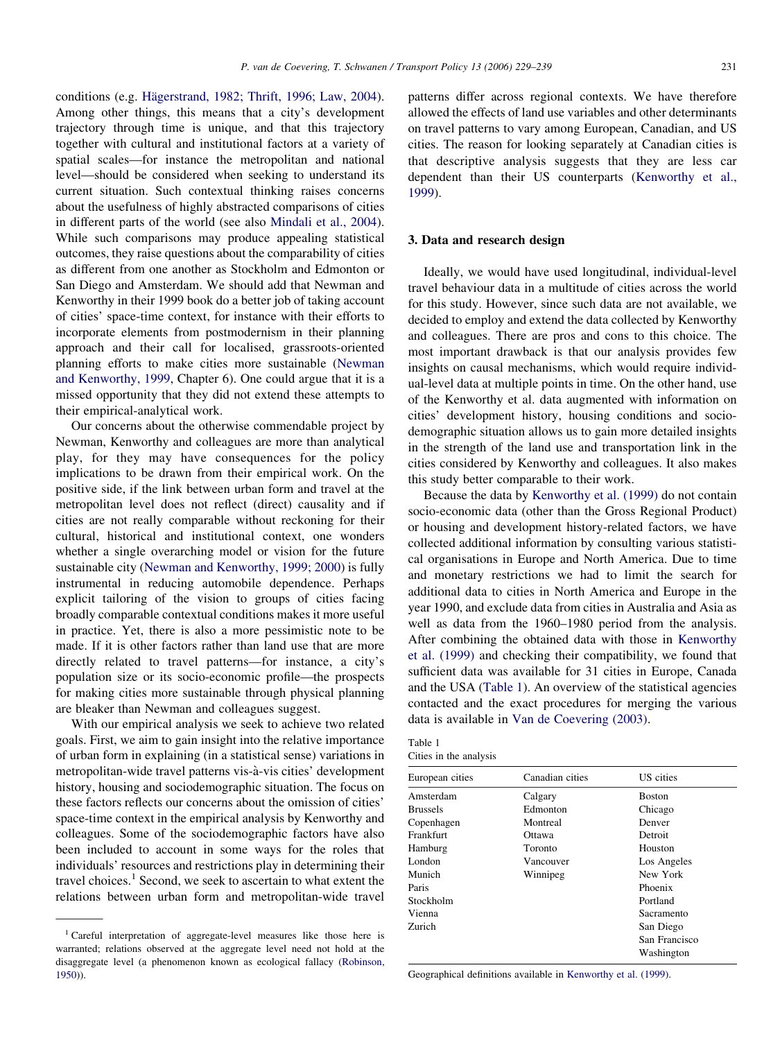conditions (e.g. Hägerstrand, 1982; Thrift, 1996; Law, 2004). Among other things, this means that a city's development trajectory through time is unique, and that this trajectory together with cultural and institutional factors at a variety of spatial scales—for instance the metropolitan and national level—should be considered when seeking to understand its current situation. Such contextual thinking raises concerns about the usefulness of highly abstracted comparisons of cities in different parts of the world (see also Mindali et al., 2004). While such comparisons may produce appealing statistical outcomes, they raise questions about the comparability of cities as different from one another as Stockholm and Edmonton or San Diego and Amsterdam. We should add that Newman and Kenworthy in their 1999 book do a better job of taking account of cities' space-time context, for instance with their efforts to incorporate elements from postmodernism in their planning approach and their call for localised, grassroots-oriented planning efforts to make cities more sustainable (Newman and Kenworthy, 1999, Chapter 6). One could argue that it is a missed opportunity that they did not extend these attempts to their empirical-analytical work.

Our concerns about the otherwise commendable project by Newman, Kenworthy and colleagues are more than analytical play, for they may have consequences for the policy implications to be drawn from their empirical work. On the positive side, if the link between urban form and travel at the metropolitan level does not reflect (direct) causality and if cities are not really comparable without reckoning for their cultural, historical and institutional context, one wonders whether a single overarching model or vision for the future sustainable city (Newman and Kenworthy, 1999; 2000) is fully instrumental in reducing automobile dependence. Perhaps explicit tailoring of the vision to groups of cities facing broadly comparable contextual conditions makes it more useful in practice. Yet, there is also a more pessimistic note to be made. If it is other factors rather than land use that are more directly related to travel patterns—for instance, a city's population size or its socio-economic profile—the prospects for making cities more sustainable through physical planning are bleaker than Newman and colleagues suggest.

With our empirical analysis we seek to achieve two related goals. First, we aim to gain insight into the relative importance of urban form in explaining (in a statistical sense) variations in metropolitan-wide travel patterns vis-à-vis cities' development history, housing and sociodemographic situation. The focus on these factors reflects our concerns about the omission of cities' space-time context in the empirical analysis by Kenworthy and colleagues. Some of the sociodemographic factors have also been included to account in some ways for the roles that individuals' resources and restrictions play in determining their travel choices.[1] Second, we seek to ascertain to what extent the relations between urban form and metropolitan-wide travel patterns differ across regional contexts. We have therefore allowed the effects of land use variables and other determinants on travel patterns to vary among European, Canadian, and US cities. The reason for looking separately at Canadian cities is that descriptive analysis suggests that they are less car dependent than their US counterparts (Kenworthy et al., 1999).

[1] Careful interpretation of aggregate-level measures like those here is warranted; relations observed at the aggregate level need not hold at the disaggregate level (a phenomenon known as ecological fallacy (Robinson, 1950)).

## 3. Data and research design

Ideally, we would have used longitudinal, individual-level travel behaviour data in a multitude of cities across the world for this study. However, since such data are not available, we decided to employ and extend the data collected by Kenworthy and colleagues. There are pros and cons to this choice. The most important drawback is that our analysis provides few insights on causal mechanisms, which would require individual-level data at multiple points in time. On the other hand, use of the Kenworthy et al. data augmented with information on cities' development history, housing conditions and sociodemographic situation allows us to gain more detailed insights in the strength of the land use and transportation link in the cities considered by Kenworthy and colleagues. It also makes this study better comparable to their work.

Because the data by Kenworthy et al. (1999) do not contain socio-economic data (other than the Gross Regional Product) or housing and development history-related factors, we have collected additional information by consulting various statistical organisations in Europe and North America. Due to time and monetary restrictions we had to limit the search for additional data to cities in North America and Europe in the year 1990, and exclude data from cities in Australia and Asia as well as data from the 1960–1980 period from the analysis. After combining the obtained data with those in Kenworthy et al. (1999) and checking their compatibility, we found that sufficient data was available for 31 cities in Europe, Canada and the USA (Table 1). An overview of the statistical agencies contacted and the exact procedures for merging the various data is available in Van de Coevering (2003).

Table 1
Cities in the analysis

| European cities | Canadian cities | US cities |
|---|---|---|
| Amsterdam | Calgary | Boston |
| Brussels | Edmonton | Chicago |
| Copenhagen | Montreal | Denver |
| Frankfurt | Ottawa | Detroit |
| Hamburg | Toronto | Houston |
| London | Vancouver | Los Angeles |
| Munich | Winnipeg | New York |
| Paris | | Phoenix |
| Stockholm | | Portland |
| Vienna | | Sacramento |
| Zurich | | San Diego |
| | | San Francisco |
| | | Washington |

Geographical definitions available in Kenworthy et al. (1999).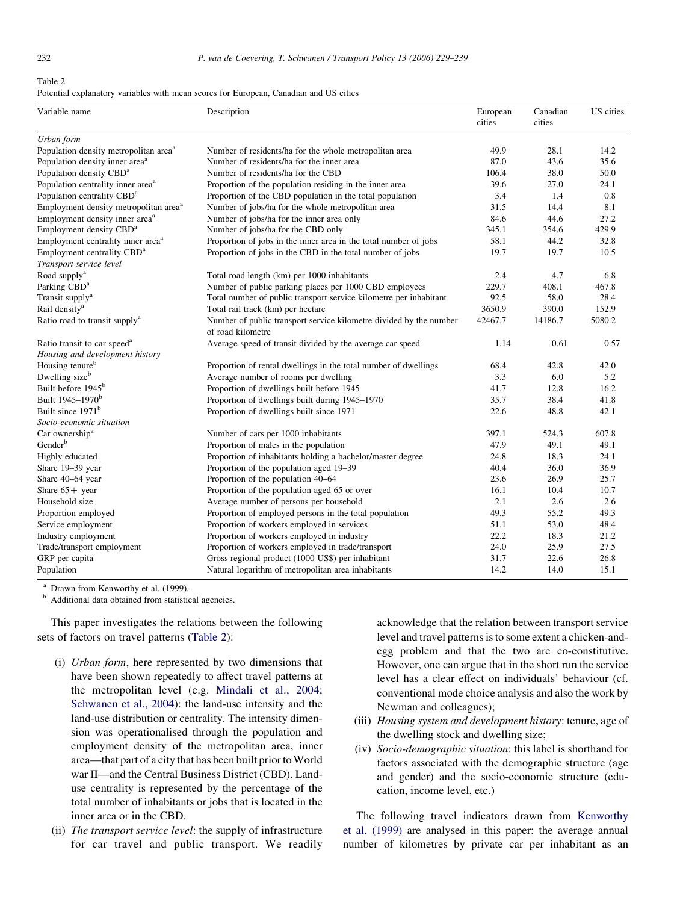Table 2
Potential explanatory variables with mean scores for European, Canadian and US cities

| Variable name | Description | European cities | Canadian cities | US cities |
|---|---|---|---|---|
| *Urban form* | | | | |
| Population density metropolitan area[a] | Number of residents/ha for the whole metropolitan area | 49.9 | 28.1 | 14.2 |
| Population density inner area[a] | Number of residents/ha for the inner area | 87.0 | 43.6 | 35.6 |
| Population density CBD[a] | Number of residents/ha for the CBD | 106.4 | 38.0 | 50.0 |
| Population centrality inner area[a] | Proportion of the population residing in the inner area | 39.6 | 27.0 | 24.1 |
| Population centrality CBD[a] | Proportion of the CBD population in the total population | 3.4 | 1.4 | 0.8 |
| Employment density metropolitan area[a] | Number of jobs/ha for the whole metropolitan area | 31.5 | 14.4 | 8.1 |
| Employment density inner area[a] | Number of jobs/ha for the inner area only | 84.6 | 44.6 | 27.2 |
| Employment density CBD[a] | Number of jobs/ha for the CBD only | 345.1 | 354.6 | 429.9 |
| Employment centrality inner area[a] | Proportion of jobs in the inner area in the total number of jobs | 58.1 | 44.2 | 32.8 |
| Employment centrality CBD[a] | Proportion of jobs in the CBD in the total number of jobs | 19.7 | 19.7 | 10.5 |
| *Transport service level* | | | | |
| Road supply[a] | Total road length (km) per 1000 inhabitants | 2.4 | 4.7 | 6.8 |
| Parking CBD[a] | Number of public parking places per 1000 CBD employees | 229.7 | 408.1 | 467.8 |
| Transit supply[a] | Total number of public transport service kilometre per inhabitant | 92.5 | 58.0 | 28.4 |
| Rail density[a] | Total rail track (km) per hectare | 3650.9 | 390.0 | 152.9 |
| Ratio road to transit supply[a] | Number of public transport service kilometre divided by the number of road kilometre | 42467.7 | 14186.7 | 5080.2 |
| Ratio transit to car speed[a] | Average speed of transit divided by the average car speed | 1.14 | 0.61 | 0.57 |
| *Housing and development history* | | | | |
| Housing tenure[b] | Proportion of rental dwellings in the total number of dwellings | 68.4 | 42.8 | 42.0 |
| Dwelling size[b] | Average number of rooms per dwelling | 3.3 | 6.0 | 5.2 |
| Built before 1945[b] | Proportion of dwellings built before 1945 | 41.7 | 12.8 | 16.2 |
| Built 1945–1970[b] | Proportion of dwellings built during 1945–1970 | 35.7 | 38.4 | 41.8 |
| Built since 1971[b] | Proportion of dwellings built since 1971 | 22.6 | 48.8 | 42.1 |
| *Socio-economic situation* | | | | |
| Car ownership[a] | Number of cars per 1000 inhabitants | 397.1 | 524.3 | 607.8 |
| Gender[b] | Proportion of males in the population | 47.9 | 49.1 | 49.1 |
| Highly educated | Proportion of inhabitants holding a bachelor/master degree | 24.8 | 18.3 | 24.1 |
| Share 19–39 year | Proportion of the population aged 19–39 | 40.4 | 36.0 | 36.9 |
| Share 40–64 year | Proportion of the population 40–64 | 23.6 | 26.9 | 25.7 |
| Share 65+ year | Proportion of the population aged 65 or over | 16.1 | 10.4 | 10.7 |
| Household size | Average number of persons per household | 2.1 | 2.6 | 2.6 |
| Proportion employed | Proportion of employed persons in the total population | 49.3 | 55.2 | 49.3 |
| Service employment | Proportion of workers employed in services | 51.1 | 53.0 | 48.4 |
| Industry employment | Proportion of workers employed in industry | 22.2 | 18.3 | 21.2 |
| Trade/transport employment | Proportion of workers employed in trade/transport | 24.0 | 25.9 | 27.5 |
| GRP per capita | Gross regional product (1000 US$) per inhabitant | 31.7 | 22.6 | 26.8 |
| Population | Natural logarithm of metropolitan area inhabitants | 14.2 | 14.0 | 15.1 |

[a] Drawn from Kenworthy et al. (1999).
[b] Additional data obtained from statistical agencies.

This paper investigates the relations between the following sets of factors on travel patterns (Table 2):

(i) *Urban form*, here represented by two dimensions that have been shown repeatedly to affect travel patterns at the metropolitan level (e.g. Mindali et al., 2004; Schwanen et al., 2004): the land-use intensity and the land-use distribution or centrality. The intensity dimension was operationalised through the population and employment density of the metropolitan area, inner area—that part of a city that has been built prior to World war II—and the Central Business District (CBD). Land-use centrality is represented by the percentage of the total number of inhabitants or jobs that is located in the inner area or in the CBD.

(ii) *The transport service level*: the supply of infrastructure for car travel and public transport. We readily acknowledge that the relation between transport service level and travel patterns is to some extent a chicken-and-egg problem and that the two are co-constitutive. However, one can argue that in the short run the service level has a clear effect on individuals' behaviour (cf. conventional mode choice analysis and also the work by Newman and colleagues);

(iii) *Housing system and development history*: tenure, age of the dwelling stock and dwelling size;

(iv) *Socio-demographic situation*: this label is shorthand for factors associated with the demographic structure (age and gender) and the socio-economic structure (education, income level, etc.)

The following travel indicators drawn from Kenworthy et al. (1999) are analysed in this paper: the average annual number of kilometres by private car per inhabitant as an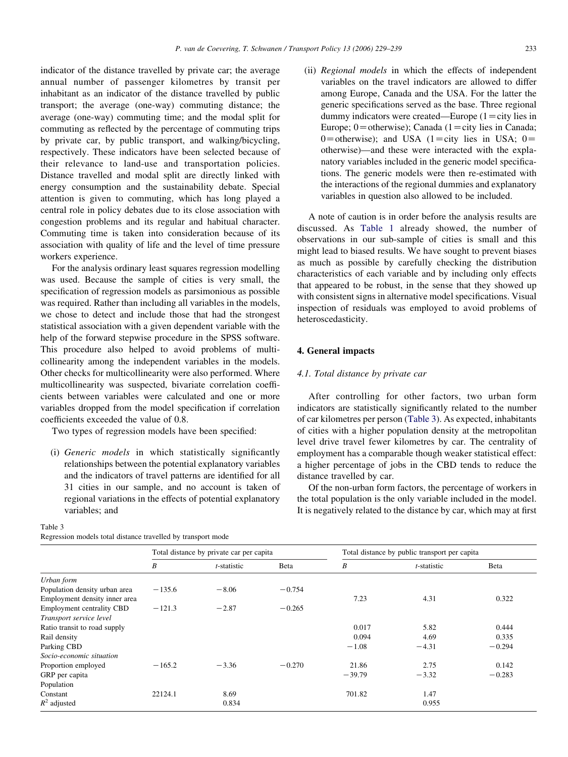indicator of the distance travelled by private car; the average annual number of passenger kilometres by transit per inhabitant as an indicator of the distance travelled by public transport; the average (one-way) commuting distance; the average (one-way) commuting time; and the modal split for commuting as reflected by the percentage of commuting trips by private car, by public transport, and walking/bicycling, respectively. These indicators have been selected because of their relevance to land-use and transportation policies. Distance travelled and modal split are directly linked with energy consumption and the sustainability debate. Special attention is given to commuting, which has long played a central role in policy debates due to its close association with congestion problems and its regular and habitual character. Commuting time is taken into consideration because of its association with quality of life and the level of time pressure workers experience.

For the analysis ordinary least squares regression modelling was used. Because the sample of cities is very small, the specification of regression models as parsimonious as possible was required. Rather than including all variables in the models, we chose to detect and include those that had the strongest statistical association with a given dependent variable with the help of the forward stepwise procedure in the SPSS software. This procedure also helped to avoid problems of multicollinearity among the independent variables in the models. Other checks for multicollinearity were also performed. Where multicollinearity was suspected, bivariate correlation coefficients between variables were calculated and one or more variables dropped from the model specification if correlation coefficients exceeded the value of 0.8.

Two types of regression models have been specified:

(i) *Generic models* in which statistically significantly relationships between the potential explanatory variables and the indicators of travel patterns are identified for all 31 cities in our sample, and no account is taken of regional variations in the effects of potential explanatory variables; and

(ii) *Regional models* in which the effects of independent variables on the travel indicators are allowed to differ among Europe, Canada and the USA. For the latter the generic specifications served as the base. Three regional dummy indicators were created—Europe (1 = city lies in Europe; 0 = otherwise); Canada (1 = city lies in Canada; 0 = otherwise); and USA (1 = city lies in USA; 0 = otherwise)—and these were interacted with the explanatory variables included in the generic model specifications. The generic models were then re-estimated with the interactions of the regional dummies and explanatory variables in question also allowed to be included.

A note of caution is in order before the analysis results are discussed. As Table 1 already showed, the number of observations in our sub-sample of cities is small and this might lead to biased results. We have sought to prevent biases as much as possible by carefully checking the distribution characteristics of each variable and by including only effects that appeared to be robust, in the sense that they showed up with consistent signs in alternative model specifications. Visual inspection of residuals was employed to avoid problems of heteroscedasticity.

## 4. General impacts

### 4.1. Total distance by private car

After controlling for other factors, two urban form indicators are statistically significantly related to the number of car kilometres per person (Table 3). As expected, inhabitants of cities with a higher population density at the metropolitan level drive travel fewer kilometres by car. The centrality of employment has a comparable though weaker statistical effect: a higher percentage of jobs in the CBD tends to reduce the distance travelled by car.

Of the non-urban form factors, the percentage of workers in the total population is the only variable included in the model. It is negatively related to the distance by car, which may at first

Table 3
Regression models total distance travelled by transport mode

| | Total distance by private car per capita | | | Total distance by public transport per capita | | |
|---|---|---|---|---|---|---|
| | *B* | *t*-statistic | Beta | *B* | *t*-statistic | Beta |
| *Urban form* | | | | | | |
| Population density urban area | −135.6 | −8.06 | −0.754 | | | |
| Employment density inner area | | | | 7.23 | 4.31 | 0.322 |
| Employment centrality CBD | −121.3 | −2.87 | −0.265 | | | |
| *Transport service level* | | | | | | |
| Ratio transit to road supply | | | | 0.017 | 5.82 | 0.444 |
| Rail density | | | | 0.094 | 4.69 | 0.335 |
| Parking CBD | | | | −1.08 | −4.31 | −0.294 |
| *Socio-economic situation* | | | | | | |
| Proportion employed | −165.2 | −3.36 | −0.270 | 21.86 | 2.75 | 0.142 |
| GRP per capita | | | | −39.79 | −3.32 | −0.283 |
| Population | | | | | | |
| Constant | 22124.1 | 8.69 | | 701.82 | 1.47 | |
| $R^2$ adjusted | | 0.834 | | | 0.955 | |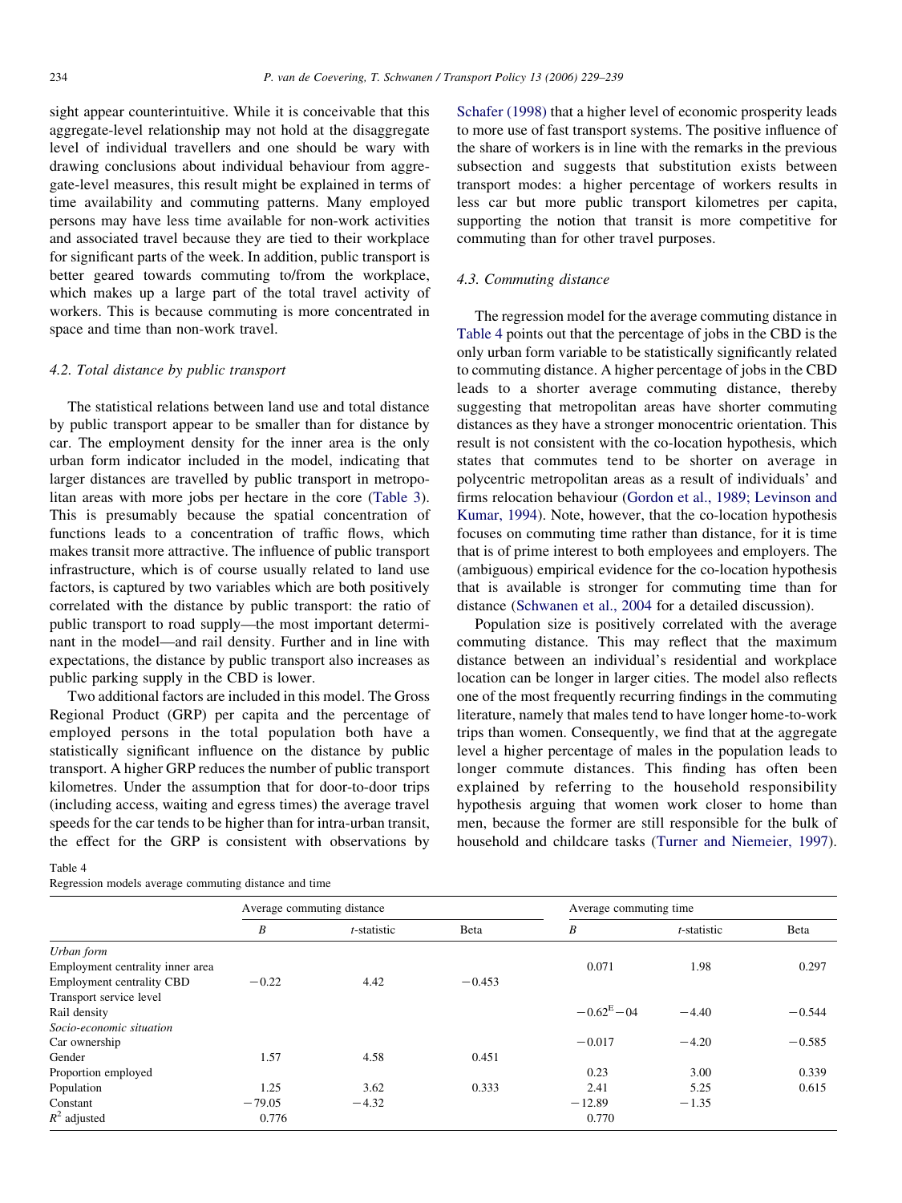sight appear counterintuitive. While it is conceivable that this aggregate-level relationship may not hold at the disaggregate level of individual travellers and one should be wary with drawing conclusions about individual behaviour from aggregate-level measures, this result might be explained in terms of time availability and commuting patterns. Many employed persons may have less time available for non-work activities and associated travel because they are tied to their workplace for significant parts of the week. In addition, public transport is better geared towards commuting to/from the workplace, which makes up a large part of the total travel activity of workers. This is because commuting is more concentrated in space and time than non-work travel.

### 4.2. Total distance by public transport

The statistical relations between land use and total distance by public transport appear to be smaller than for distance by car. The employment density for the inner area is the only urban form indicator included in the model, indicating that larger distances are travelled by public transport in metropolitan areas with more jobs per hectare in the core (Table 3). This is presumably because the spatial concentration of functions leads to a concentration of traffic flows, which makes transit more attractive. The influence of public transport infrastructure, which is of course usually related to land use factors, is captured by two variables which are both positively correlated with the distance by public transport: the ratio of public transport to road supply—the most important determinant in the model—and rail density. Further and in line with expectations, the distance by public transport also increases as public parking supply in the CBD is lower.

Two additional factors are included in this model. The Gross Regional Product (GRP) per capita and the percentage of employed persons in the total population both have a statistically significant influence on the distance by public transport. A higher GRP reduces the number of public transport kilometres. Under the assumption that for door-to-door trips (including access, waiting and egress times) the average travel speeds for the car tends to be higher than for intra-urban transit, the effect for the GRP is consistent with observations by Schafer (1998) that a higher level of economic prosperity leads to more use of fast transport systems. The positive influence of the share of workers is in line with the remarks in the previous subsection and suggests that substitution exists between transport modes: a higher percentage of workers results in less car but more public transport kilometres per capita, supporting the notion that transit is more competitive for commuting than for other travel purposes.

### 4.3. Commuting distance

The regression model for the average commuting distance in Table 4 points out that the percentage of jobs in the CBD is the only urban form variable to be statistically significantly related to commuting distance. A higher percentage of jobs in the CBD leads to a shorter average commuting distance, thereby suggesting that metropolitan areas have shorter commuting distances as they have a stronger monocentric orientation. This result is not consistent with the co-location hypothesis, which states that commutes tend to be shorter on average in polycentric metropolitan areas as a result of individuals' and firms relocation behaviour (Gordon et al., 1989; Levinson and Kumar, 1994). Note, however, that the co-location hypothesis focuses on commuting time rather than distance, for it is time that is of prime interest to both employees and employers. The (ambiguous) empirical evidence for the co-location hypothesis that is available is stronger for commuting time than for distance (Schwanen et al., 2004 for a detailed discussion).

Population size is positively correlated with the average commuting distance. This may reflect that the maximum distance between an individual's residential and workplace location can be longer in larger cities. The model also reflects one of the most frequently recurring findings in the commuting literature, namely that males tend to have longer home-to-work trips than women. Consequently, we find that at the aggregate level a higher percentage of males in the population leads to longer commute distances. This finding has often been explained by referring to the household responsibility hypothesis arguing that women work closer to home than men, because the former are still responsible for the bulk of household and childcare tasks (Turner and Niemeier, 1997).

Table 4
Regression models average commuting distance and time

| | Average commuting distance | | | Average commuting time | | |
|---|---|---|---|---|---|---|
| | *B* | *t*-statistic | Beta | *B* | *t*-statistic | Beta |
| *Urban form* | | | | | | |
| Employment centrality inner area | | | | 0.071 | 1.98 | 0.297 |
| Employment centrality CBD | −0.22 | 4.42 | −0.453 | | | |
| Transport service level | | | | | | |
| Rail density | | | | $-0.62^{E}-04$ | −4.40 | −0.544 |
| *Socio-economic situation* | | | | | | |
| Car ownership | | | | −0.017 | −4.20 | −0.585 |
| Gender | 1.57 | 4.58 | 0.451 | | | |
| Proportion employed | | | | 0.23 | 3.00 | 0.339 |
| Population | 1.25 | 3.62 | 0.333 | 2.41 | 5.25 | 0.615 |
| Constant | −79.05 | −4.32 | | −12.89 | −1.35 | |
| $R^2$ adjusted | 0.776 | | | 0.770 | | |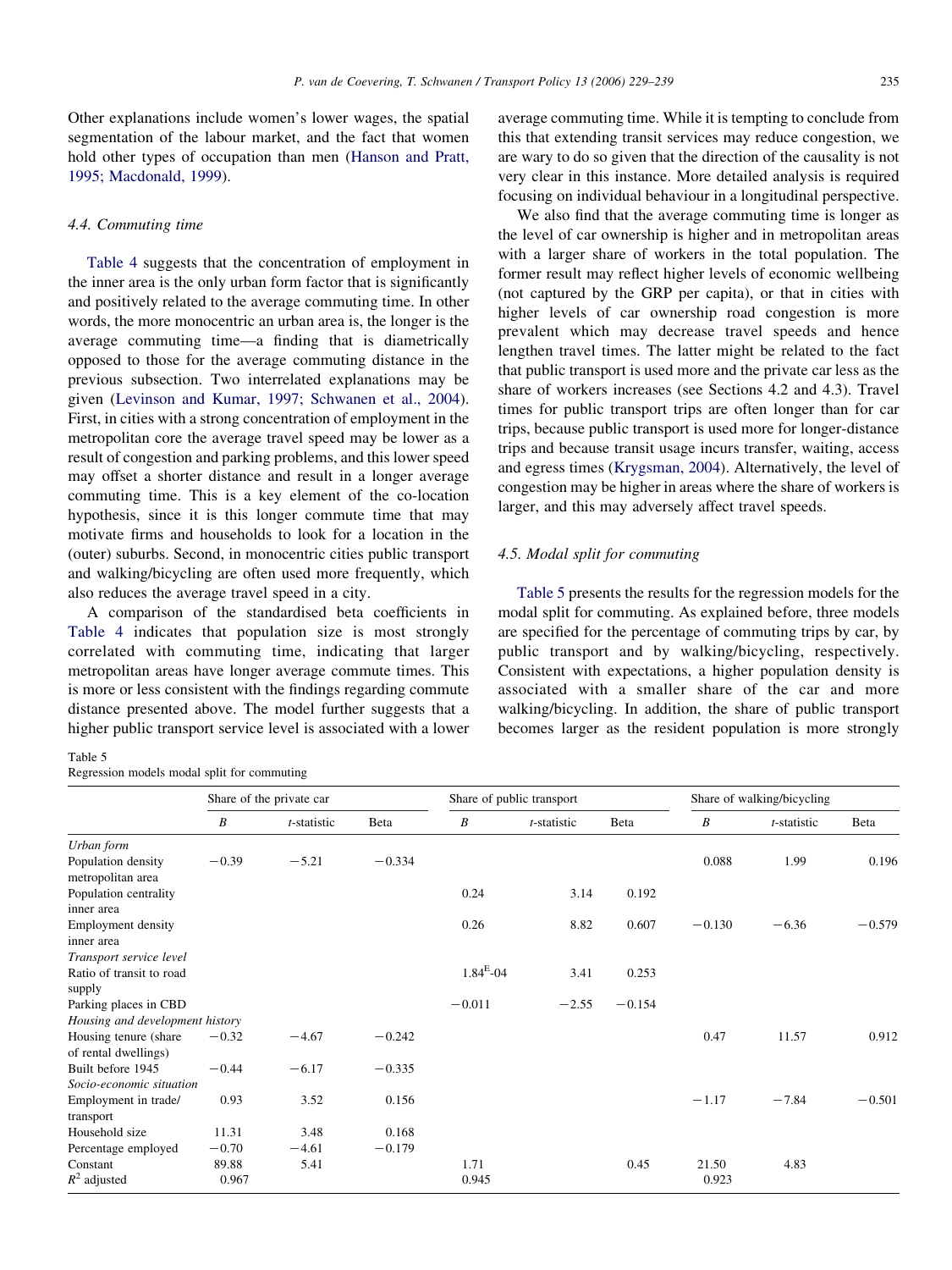Other explanations include women's lower wages, the spatial segmentation of the labour market, and the fact that women hold other types of occupation than men (Hanson and Pratt, 1995; Macdonald, 1999).

### 4.4. Commuting time

Table 4 suggests that the concentration of employment in the inner area is the only urban form factor that is significantly and positively related to the average commuting time. In other words, the more monocentric an urban area is, the longer is the average commuting time—a finding that is diametrically opposed to those for the average commuting distance in the previous subsection. Two interrelated explanations may be given (Levinson and Kumar, 1997; Schwanen et al., 2004). First, in cities with a strong concentration of employment in the metropolitan core the average travel speed may be lower as a result of congestion and parking problems, and this lower speed may offset a shorter distance and result in a longer average commuting time. This is a key element of the co-location hypothesis, since it is this longer commute time that may motivate firms and households to look for a location in the (outer) suburbs. Second, in monocentric cities public transport and walking/bicycling are often used more frequently, which also reduces the average travel speed in a city.

A comparison of the standardised beta coefficients in Table 4 indicates that population size is most strongly correlated with commuting time, indicating that larger metropolitan areas have longer average commute times. This is more or less consistent with the findings regarding commute distance presented above. The model further suggests that a higher public transport service level is associated with a lower average commuting time. While it is tempting to conclude from this that extending transit services may reduce congestion, we are wary to do so given that the direction of the causality is not very clear in this instance. More detailed analysis is required focusing on individual behaviour in a longitudinal perspective.

We also find that the average commuting time is longer as the level of car ownership is higher and in metropolitan areas with a larger share of workers in the total population. The former result may reflect higher levels of economic wellbeing (not captured by the GRP per capita), or that in cities with higher levels of car ownership road congestion is more prevalent which may decrease travel speeds and hence lengthen travel times. The latter might be related to the fact that public transport is used more and the private car less as the share of workers increases (see Sections 4.2 and 4.3). Travel times for public transport trips are often longer than for car trips, because public transport is used more for longer-distance trips and because transit usage incurs transfer, waiting, access and egress times (Krygsman, 2004). Alternatively, the level of congestion may be higher in areas where the share of workers is larger, and this may adversely affect travel speeds.

### 4.5. Modal split for commuting

Table 5 presents the results for the regression models for the modal split for commuting. As explained before, three models are specified for the percentage of commuting trips by car, by public transport and by walking/bicycling, respectively. Consistent with expectations, a higher population density is associated with a smaller share of the car and more walking/bicycling. In addition, the share of public transport becomes larger as the resident population is more strongly

Table 5
Regression models modal split for commuting

| | Share of the private car | | | Share of public transport | | | Share of walking/bicycling | | |
|---|---|---|---|---|---|---|---|---|---|
| | *B* | *t*-statistic | Beta | *B* | *t*-statistic | Beta | *B* | *t*-statistic | Beta |
| *Urban form* | | | | | | | | | |
| Population density metropolitan area | −0.39 | −5.21 | −0.334 | | | | 0.088 | 1.99 | 0.196 |
| Population centrality inner area | | | | 0.24 | 3.14 | 0.192 | | | |
| Employment density inner area | | | | 0.26 | 8.82 | 0.607 | −0.130 | −6.36 | −0.579 |
| *Transport service level* | | | | | | | | | |
| Ratio of transit to road supply | | | | $1.84^{E}$-04 | 3.41 | 0.253 | | | |
| Parking places in CBD | | | | −0.011 | −2.55 | −0.154 | | | |
| *Housing and development history* | | | | | | | | | |
| Housing tenure (share of rental dwellings) | −0.32 | −4.67 | −0.242 | | | | 0.47 | 11.57 | 0.912 |
| Built before 1945 | −0.44 | −6.17 | −0.335 | | | | | | |
| *Socio-economic situation* | | | | | | | | | |
| Employment in trade/transport | 0.93 | 3.52 | 0.156 | | | | −1.17 | −7.84 | −0.501 |
| Household size | 11.31 | 3.48 | 0.168 | | | | | | |
| Percentage employed | −0.70 | −4.61 | −0.179 | | | | | | |
| Constant | 89.88 | 5.41 | | 1.71 | | 0.45 | 21.50 | 4.83 | |
| $R^2$ adjusted | 0.967 | | | 0.945 | | | 0.923 | | |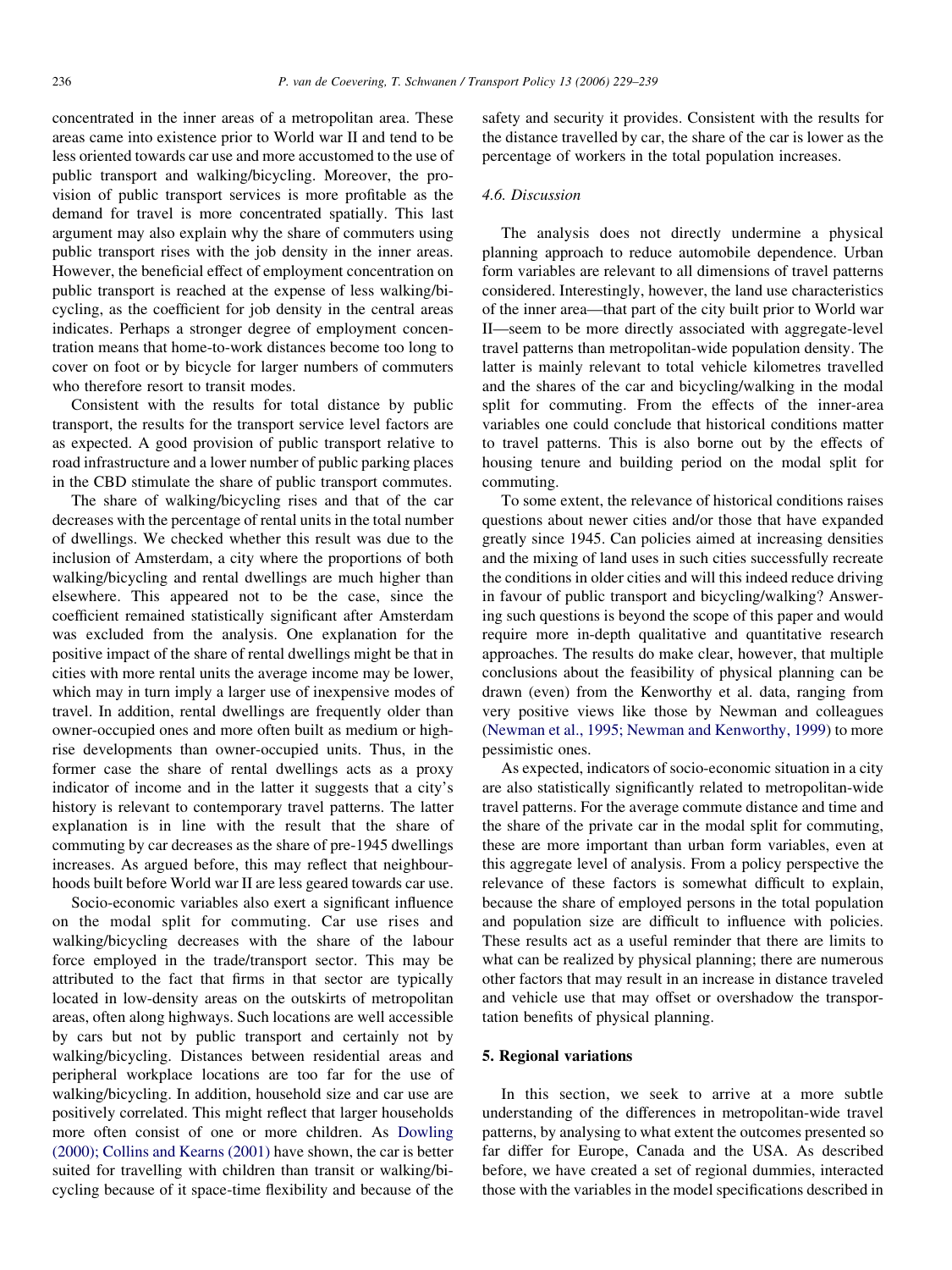concentrated in the inner areas of a metropolitan area. These areas came into existence prior to World war II and tend to be less oriented towards car use and more accustomed to the use of public transport and walking/bicycling. Moreover, the provision of public transport services is more profitable as the demand for travel is more concentrated spatially. This last argument may also explain why the share of commuters using public transport rises with the job density in the inner areas. However, the beneficial effect of employment concentration on public transport is reached at the expense of less walking/bicycling, as the coefficient for job density in the central areas indicates. Perhaps a stronger degree of employment concentration means that home-to-work distances become too long to cover on foot or by bicycle for larger numbers of commuters who therefore resort to transit modes.

Consistent with the results for total distance by public transport, the results for the transport service level factors are as expected. A good provision of public transport relative to road infrastructure and a lower number of public parking places in the CBD stimulate the share of public transport commutes.

The share of walking/bicycling rises and that of the car decreases with the percentage of rental units in the total number of dwellings. We checked whether this result was due to the inclusion of Amsterdam, a city where the proportions of both walking/bicycling and rental dwellings are much higher than elsewhere. This appeared not to be the case, since the coefficient remained statistically significant after Amsterdam was excluded from the analysis. One explanation for the positive impact of the share of rental dwellings might be that in cities with more rental units the average income may be lower, which may in turn imply a larger use of inexpensive modes of travel. In addition, rental dwellings are frequently older than owner-occupied ones and more often built as medium or high-rise developments than owner-occupied units. Thus, in the former case the share of rental dwellings acts as a proxy indicator of income and in the latter it suggests that a city's history is relevant to contemporary travel patterns. The latter explanation is in line with the result that the share of commuting by car decreases as the share of pre-1945 dwellings increases. As argued before, this may reflect that neighbourhoods built before World war II are less geared towards car use.

Socio-economic variables also exert a significant influence on the modal split for commuting. Car use rises and walking/bicycling decreases with the share of the labour force employed in the trade/transport sector. This may be attributed to the fact that firms in that sector are typically located in low-density areas on the outskirts of metropolitan areas, often along highways. Such locations are well accessible by cars but not by public transport and certainly not by walking/bicycling. Distances between residential areas and peripheral workplace locations are too far for the use of walking/bicycling. In addition, household size and car use are positively correlated. This might reflect that larger households more often consist of one or more children. As Dowling (2000); Collins and Kearns (2001) have shown, the car is better suited for travelling with children than transit or walking/bicycling because of it space-time flexibility and because of the safety and security it provides. Consistent with the results for the distance travelled by car, the share of the car is lower as the percentage of workers in the total population increases.

### 4.6. Discussion

The analysis does not directly undermine a physical planning approach to reduce automobile dependence. Urban form variables are relevant to all dimensions of travel patterns considered. Interestingly, however, the land use characteristics of the inner area—that part of the city built prior to World war II—seem to be more directly associated with aggregate-level travel patterns than metropolitan-wide population density. The latter is mainly relevant to total vehicle kilometres travelled and the shares of the car and bicycling/walking in the modal split for commuting. From the effects of the inner-area variables one could conclude that historical conditions matter to travel patterns. This is also borne out by the effects of housing tenure and building period on the modal split for commuting.

To some extent, the relevance of historical conditions raises questions about newer cities and/or those that have expanded greatly since 1945. Can policies aimed at increasing densities and the mixing of land uses in such cities successfully recreate the conditions in older cities and will this indeed reduce driving in favour of public transport and bicycling/walking? Answering such questions is beyond the scope of this paper and would require more in-depth qualitative and quantitative research approaches. The results do make clear, however, that multiple conclusions about the feasibility of physical planning can be drawn (even) from the Kenworthy et al. data, ranging from very positive views like those by Newman and colleagues (Newman et al., 1995; Newman and Kenworthy, 1999) to more pessimistic ones.

As expected, indicators of socio-economic situation in a city are also statistically significantly related to metropolitan-wide travel patterns. For the average commute distance and time and the share of the private car in the modal split for commuting, these are more important than urban form variables, even at this aggregate level of analysis. From a policy perspective the relevance of these factors is somewhat difficult to explain, because the share of employed persons in the total population and population size are difficult to influence with policies. These results act as a useful reminder that there are limits to what can be realized by physical planning; there are numerous other factors that may result in an increase in distance traveled and vehicle use that may offset or overshadow the transportation benefits of physical planning.

## 5. Regional variations

In this section, we seek to arrive at a more subtle understanding of the differences in metropolitan-wide travel patterns, by analysing to what extent the outcomes presented so far differ for Europe, Canada and the USA. As described before, we have created a set of regional dummies, interacted those with the variables in the model specifications described in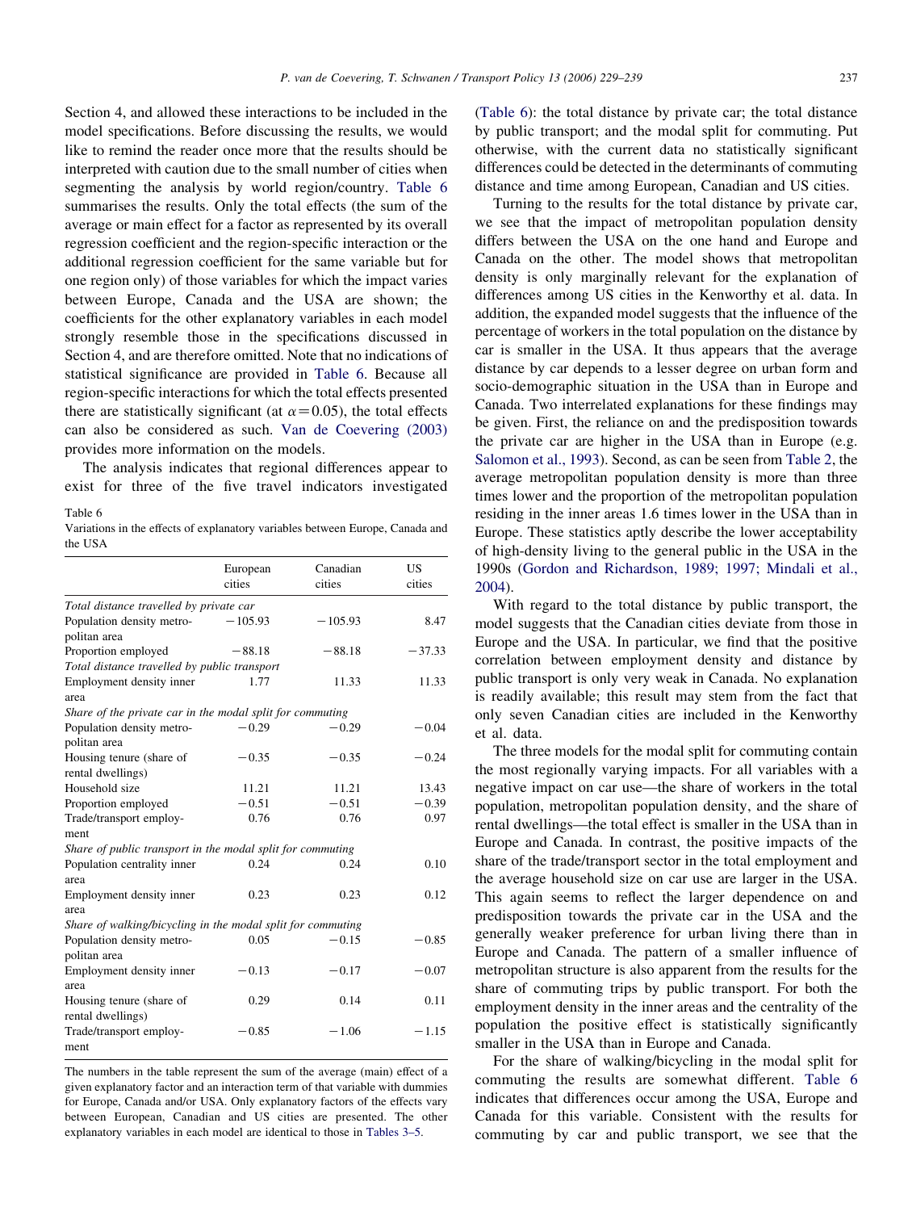Section 4, and allowed these interactions to be included in the model specifications. Before discussing the results, we would like to remind the reader once more that the results should be interpreted with caution due to the small number of cities when segmenting the analysis by world region/country. Table 6 summarises the results. Only the total effects (the sum of the average or main effect for a factor as represented by its overall regression coefficient and the region-specific interaction or the additional regression coefficient for the same variable but for one region only) of those variables for which the impact varies between Europe, Canada and the USA are shown; the coefficients for the other explanatory variables in each model strongly resemble those in the specifications discussed in Section 4, and are therefore omitted. Note that no indications of statistical significance are provided in Table 6. Because all region-specific interactions for which the total effects presented there are statistically significant (at $\alpha = 0.05$), the total effects can also be considered as such. Van de Coevering (2003) provides more information on the models.

The analysis indicates that regional differences appear to exist for three of the five travel indicators investigated (Table 6): the total distance by private car; the total distance by public transport; and the modal split for commuting. Put otherwise, with the current data no statistically significant differences could be detected in the determinants of commuting distance and time among European, Canadian and US cities.

Table 6
Variations in the effects of explanatory variables between Europe, Canada and the USA

| | European cities | Canadian cities | US cities |
|---|---|---|---|
| *Total distance travelled by private car* | | | |
| Population density metropolitan area | −105.93 | −105.93 | 8.47 |
| Proportion employed | −88.18 | −88.18 | −37.33 |
| *Total distance travelled by public transport* | | | |
| Employment density inner area | 1.77 | 11.33 | 11.33 |
| *Share of the private car in the modal split for commuting* | | | |
| Population density metropolitan area | −0.29 | −0.29 | −0.04 |
| Housing tenure (share of rental dwellings) | −0.35 | −0.35 | −0.24 |
| Household size | 11.21 | 11.21 | 13.43 |
| Proportion employed | −0.51 | −0.51 | −0.39 |
| Trade/transport employment | 0.76 | 0.76 | 0.97 |
| *Share of public transport in the modal split for commuting* | | | |
| Population centrality inner area | 0.24 | 0.24 | 0.10 |
| Employment density inner area | 0.23 | 0.23 | 0.12 |
| *Share of walking/bicycling in the modal split for commuting* | | | |
| Population density metropolitan area | 0.05 | −0.15 | −0.85 |
| Employment density inner area | −0.13 | −0.17 | −0.07 |
| Housing tenure (share of rental dwellings) | 0.29 | 0.14 | 0.11 |
| Trade/transport employment | −0.85 | −1.06 | −1.15 |

The numbers in the table represent the sum of the average (main) effect of a given explanatory factor and an interaction term of that variable with dummies for Europe, Canada and/or USA. Only explanatory factors of the effects vary between European, Canadian and US cities are presented. The other explanatory variables in each model are identical to those in Tables 3–5.

Turning to the results for the total distance by private car, we see that the impact of metropolitan population density differs between the USA on the one hand and Europe and Canada on the other. The model shows that metropolitan density is only marginally relevant for the explanation of differences among US cities in the Kenworthy et al. data. In addition, the expanded model suggests that the influence of the percentage of workers in the total population on the distance by car is smaller in the USA. It thus appears that the average distance by car depends to a lesser degree on urban form and socio-demographic situation in the USA than in Europe and Canada. Two interrelated explanations for these findings may be given. First, the reliance on and the predisposition towards the private car are higher in the USA than in Europe (e.g. Salomon et al., 1993). Second, as can be seen from Table 2, the average metropolitan population density is more than three times lower and the proportion of the metropolitan population residing in the inner areas 1.6 times lower in the USA than in Europe. These statistics aptly describe the lower acceptability of high-density living to the general public in the USA in the 1990s (Gordon and Richardson, 1989; 1997; Mindali et al., 2004).

With regard to the total distance by public transport, the model suggests that the Canadian cities deviate from those in Europe and the USA. In particular, we find that the positive correlation between employment density and distance by public transport is only very weak in Canada. No explanation is readily available; this result may stem from the fact that only seven Canadian cities are included in the Kenworthy et al. data.

The three models for the modal split for commuting contain the most regionally varying impacts. For all variables with a negative impact on car use—the share of workers in the total population, metropolitan population density, and the share of rental dwellings—the total effect is smaller in the USA than in Europe and Canada. In contrast, the positive impacts of the share of the trade/transport sector in the total employment and the average household size on car use are larger in the USA. This again seems to reflect the larger dependence on and predisposition towards the private car in the USA and the generally weaker preference for urban living there than in Europe and Canada. The pattern of a smaller influence of metropolitan structure is also apparent from the results for the share of commuting trips by public transport. For both the employment density in the inner areas and the centrality of the population the positive effect is statistically significantly smaller in the USA than in Europe and Canada.

For the share of walking/bicycling in the modal split for commuting the results are somewhat different. Table 6 indicates that differences occur among the USA, Europe and Canada for this variable. Consistent with the results for commuting by car and public transport, we see that the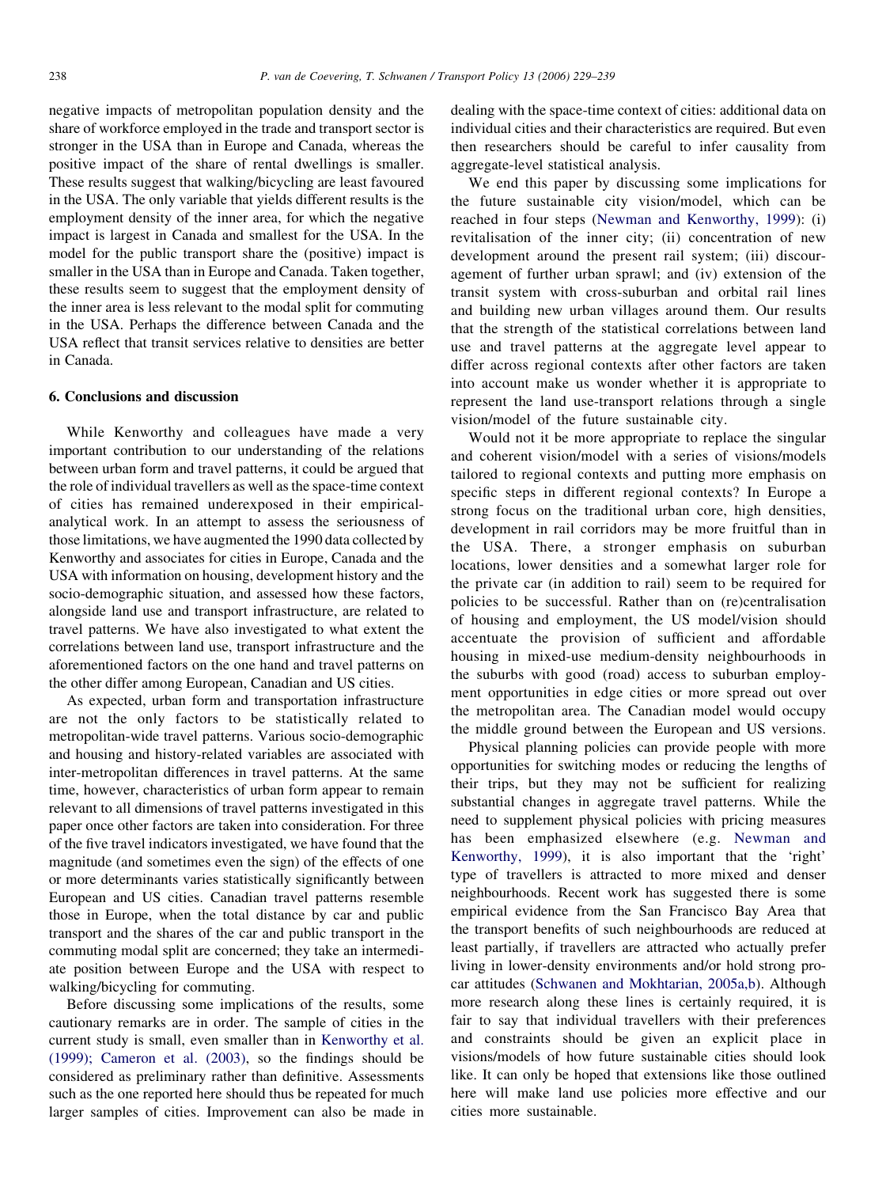negative impacts of metropolitan population density and the share of workforce employed in the trade and transport sector is stronger in the USA than in Europe and Canada, whereas the positive impact of the share of rental dwellings is smaller. These results suggest that walking/bicycling are least favoured in the USA. The only variable that yields different results is the employment density of the inner area, for which the negative impact is largest in Canada and smallest for the USA. In the model for the public transport share the (positive) impact is smaller in the USA than in Europe and Canada. Taken together, these results seem to suggest that the employment density of the inner area is less relevant to the modal split for commuting in the USA. Perhaps the difference between Canada and the USA reflect that transit services relative to densities are better in Canada.

## 6. Conclusions and discussion

While Kenworthy and colleagues have made a very important contribution to our understanding of the relations between urban form and travel patterns, it could be argued that the role of individual travellers as well as the space-time context of cities has remained underexposed in their empirical-analytical work. In an attempt to assess the seriousness of those limitations, we have augmented the 1990 data collected by Kenworthy and associates for cities in Europe, Canada and the USA with information on housing, development history and the socio-demographic situation, and assessed how these factors, alongside land use and transport infrastructure, are related to travel patterns. We have also investigated to what extent the correlations between land use, transport infrastructure and the aforementioned factors on the one hand and travel patterns on the other differ among European, Canadian and US cities.

As expected, urban form and transportation infrastructure are not the only factors to be statistically related to metropolitan-wide travel patterns. Various socio-demographic and housing and history-related variables are associated with inter-metropolitan differences in travel patterns. At the same time, however, characteristics of urban form appear to remain relevant to all dimensions of travel patterns investigated in this paper once other factors are taken into consideration. For three of the five travel indicators investigated, we have found that the magnitude (and sometimes even the sign) of the effects of one or more determinants varies statistically significantly between European and US cities. Canadian travel patterns resemble those in Europe, when the total distance by car and public transport and the shares of the car and public transport in the commuting modal split are concerned; they take an intermediate position between Europe and the USA with respect to walking/bicycling for commuting.

Before discussing some implications of the results, some cautionary remarks are in order. The sample of cities in the current study is small, even smaller than in Kenworthy et al. (1999); Cameron et al. (2003), so the findings should be considered as preliminary rather than definitive. Assessments such as the one reported here should thus be repeated for much larger samples of cities. Improvement can also be made in dealing with the space-time context of cities: additional data on individual cities and their characteristics are required. But even then researchers should be careful to infer causality from aggregate-level statistical analysis.

We end this paper by discussing some implications for the future sustainable city vision/model, which can be reached in four steps (Newman and Kenworthy, 1999): (i) revitalisation of the inner city; (ii) concentration of new development around the present rail system; (iii) discouragement of further urban sprawl; and (iv) extension of the transit system with cross-suburban and orbital rail lines and building new urban villages around them. Our results that the strength of the statistical correlations between land use and travel patterns at the aggregate level appear to differ across regional contexts after other factors are taken into account make us wonder whether it is appropriate to represent the land use-transport relations through a single vision/model of the future sustainable city.

Would not it be more appropriate to replace the singular and coherent vision/model with a series of visions/models tailored to regional contexts and putting more emphasis on specific steps in different regional contexts? In Europe a strong focus on the traditional urban core, high densities, development in rail corridors may be more fruitful than in the USA. There, a stronger emphasis on suburban locations, lower densities and a somewhat larger role for the private car (in addition to rail) seem to be required for policies to be successful. Rather than on (re)centralisation of housing and employment, the US model/vision should accentuate the provision of sufficient and affordable housing in mixed-use medium-density neighbourhoods in the suburbs with good (road) access to suburban employment opportunities in edge cities or more spread out over the metropolitan area. The Canadian model would occupy the middle ground between the European and US versions.

Physical planning policies can provide people with more opportunities for switching modes or reducing the lengths of their trips, but they may not be sufficient for realizing substantial changes in aggregate travel patterns. While the need to supplement physical policies with pricing measures has been emphasized elsewhere (e.g. Newman and Kenworthy, 1999), it is also important that the 'right' type of travellers is attracted to more mixed and denser neighbourhoods. Recent work has suggested there is some empirical evidence from the San Francisco Bay Area that the transport benefits of such neighbourhoods are reduced at least partially, if travellers are attracted who actually prefer living in lower-density environments and/or hold strong pro-car attitudes (Schwanen and Mokhtarian, 2005a,b). Although more research along these lines is certainly required, it is fair to say that individual travellers with their preferences and constraints should be given an explicit place in visions/models of how future sustainable cities should look like. It can only be hoped that extensions like those outlined here will make land use policies more effective and our cities more sustainable.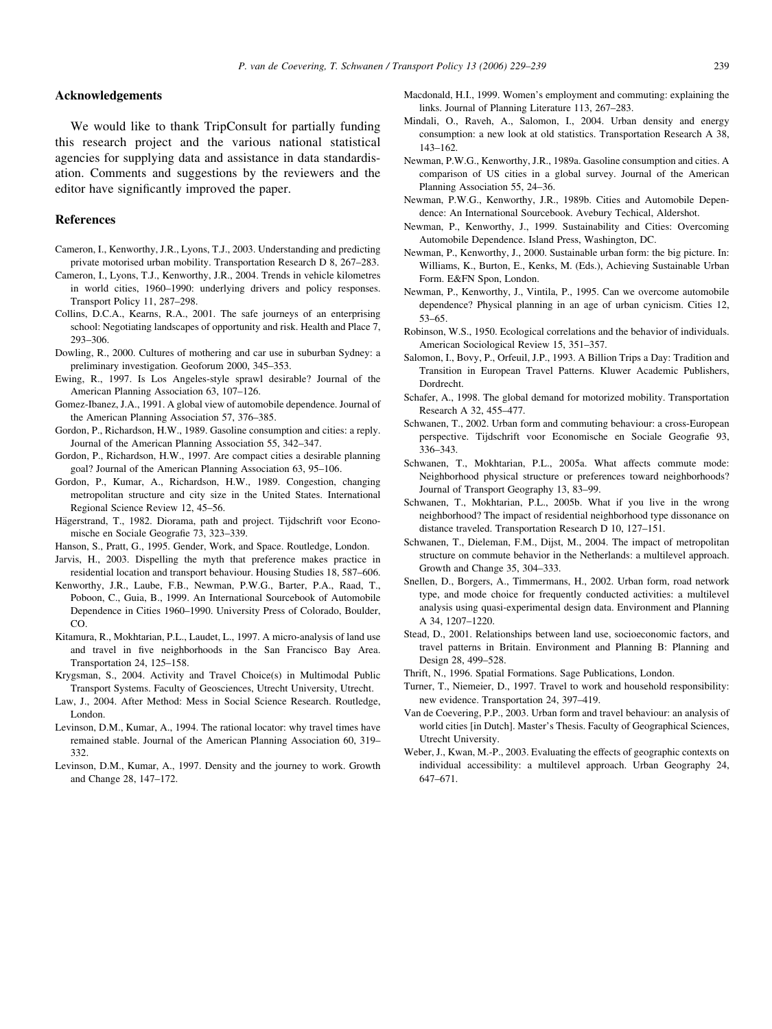## Acknowledgements

We would like to thank TripConsult for partially funding this research project and the various national statistical agencies for supplying data and assistance in data standardisation. Comments and suggestions by the reviewers and the editor have significantly improved the paper.

## References

Cameron, I., Kenworthy, J.R., Lyons, T.J., 2003. Understanding and predicting private motorised urban mobility. Transportation Research D 8, 267–283.

Cameron, I., Lyons, T.J., Kenworthy, J.R., 2004. Trends in vehicle kilometres in world cities, 1960–1990: underlying drivers and policy responses. Transport Policy 11, 287–298.

Collins, D.C.A., Kearns, R.A., 2001. The safe journeys of an enterprising school: Negotiating landscapes of opportunity and risk. Health and Place 7, 293–306.

Dowling, R., 2000. Cultures of mothering and car use in suburban Sydney: a preliminary investigation. Geoforum 2000, 345–353.

Ewing, R., 1997. Is Los Angeles-style sprawl desirable? Journal of the American Planning Association 63, 107–126.

Gomez-Ibanez, J.A., 1991. A global view of automobile dependence. Journal of the American Planning Association 57, 376–385.

Gordon, P., Richardson, H.W., 1989. Gasoline consumption and cities: a reply. Journal of the American Planning Association 55, 342–347.

Gordon, P., Richardson, H.W., 1997. Are compact cities a desirable planning goal? Journal of the American Planning Association 63, 95–106.

Gordon, P., Kumar, A., Richardson, H.W., 1989. Congestion, changing metropolitan structure and city size in the United States. International Regional Science Review 12, 45–56.

Hägerstrand, T., 1982. Diorama, path and project. Tijdschrift voor Economische en Sociale Geografie 73, 323–339.

Hanson, S., Pratt, G., 1995. Gender, Work, and Space. Routledge, London.

Jarvis, H., 2003. Dispelling the myth that preference makes practice in residential location and transport behaviour. Housing Studies 18, 587–606.

Kenworthy, J.R., Laube, F.B., Newman, P.W.G., Barter, P.A., Raad, T., Poboon, C., Guia, B., 1999. An International Sourcebook of Automobile Dependence in Cities 1960–1990. University Press of Colorado, Boulder, CO.

Kitamura, R., Mokhtarian, P.L., Laudet, L., 1997. A micro-analysis of land use and travel in five neighborhoods in the San Francisco Bay Area. Transportation 24, 125–158.

Krygsman, S., 2004. Activity and Travel Choice(s) in Multimodal Public Transport Systems. Faculty of Geosciences, Utrecht University, Utrecht.

Law, J., 2004. After Method: Mess in Social Science Research. Routledge, London.

Levinson, D.M., Kumar, A., 1994. The rational locator: why travel times have remained stable. Journal of the American Planning Association 60, 319–332.

Levinson, D.M., Kumar, A., 1997. Density and the journey to work. Growth and Change 28, 147–172.

Macdonald, H.I., 1999. Women's employment and commuting: explaining the links. Journal of Planning Literature 113, 267–283.

Mindali, O., Raveh, A., Salomon, I., 2004. Urban density and energy consumption: a new look at old statistics. Transportation Research A 38, 143–162.

Newman, P.W.G., Kenworthy, J.R., 1989a. Gasoline consumption and cities. A comparison of US cities in a global survey. Journal of the American Planning Association 55, 24–36.

Newman, P.W.G., Kenworthy, J.R., 1989b. Cities and Automobile Dependence: An International Sourcebook. Avebury Techical, Aldershot.

Newman, P., Kenworthy, J., 1999. Sustainability and Cities: Overcoming Automobile Dependence. Island Press, Washington, DC.

Newman, P., Kenworthy, J., 2000. Sustainable urban form: the big picture. In: Williams, K., Burton, E., Kenks, M. (Eds.), Achieving Sustainable Urban Form. E&FN Spon, London.

Newman, P., Kenworthy, J., Vintila, P., 1995. Can we overcome automobile dependence? Physical planning in an age of urban cynicism. Cities 12, 53–65.

Robinson, W.S., 1950. Ecological correlations and the behavior of individuals. American Sociological Review 15, 351–357.

Salomon, I., Bovy, P., Orfeuil, J.P., 1993. A Billion Trips a Day: Tradition and Transition in European Travel Patterns. Kluwer Academic Publishers, Dordrecht.

Schafer, A., 1998. The global demand for motorized mobility. Transportation Research A 32, 455–477.

Schwanen, T., 2002. Urban form and commuting behaviour: a cross-European perspective. Tijdschrift voor Economische en Sociale Geografie 93, 336–343.

Schwanen, T., Mokhtarian, P.L., 2005a. What affects commute mode: Neighborhood physical structure or preferences toward neighborhoods? Journal of Transport Geography 13, 83–99.

Schwanen, T., Mokhtarian, P.L., 2005b. What if you live in the wrong neighborhood? The impact of residential neighborhood type dissonance on distance traveled. Transportation Research D 10, 127–151.

Schwanen, T., Dieleman, F.M., Dijst, M., 2004. The impact of metropolitan structure on commute behavior in the Netherlands: a multilevel approach. Growth and Change 35, 304–333.

Snellen, D., Borgers, A., Timmermans, H., 2002. Urban form, road network type, and mode choice for frequently conducted activities: a multilevel analysis using quasi-experimental design data. Environment and Planning A 34, 1207–1220.

Stead, D., 2001. Relationships between land use, socioeconomic factors, and travel patterns in Britain. Environment and Planning B: Planning and Design 28, 499–528.

Thrift, N., 1996. Spatial Formations. Sage Publications, London.

Turner, T., Niemeier, D., 1997. Travel to work and household responsibility: new evidence. Transportation 24, 397–419.

Van de Coevering, P.P., 2003. Urban form and travel behaviour: an analysis of world cities [in Dutch]. Master's Thesis. Faculty of Geographical Sciences, Utrecht University.

Weber, J., Kwan, M.-P., 2003. Evaluating the effects of geographic contexts on individual accessibility: a multilevel approach. Urban Geography 24, 647–671.